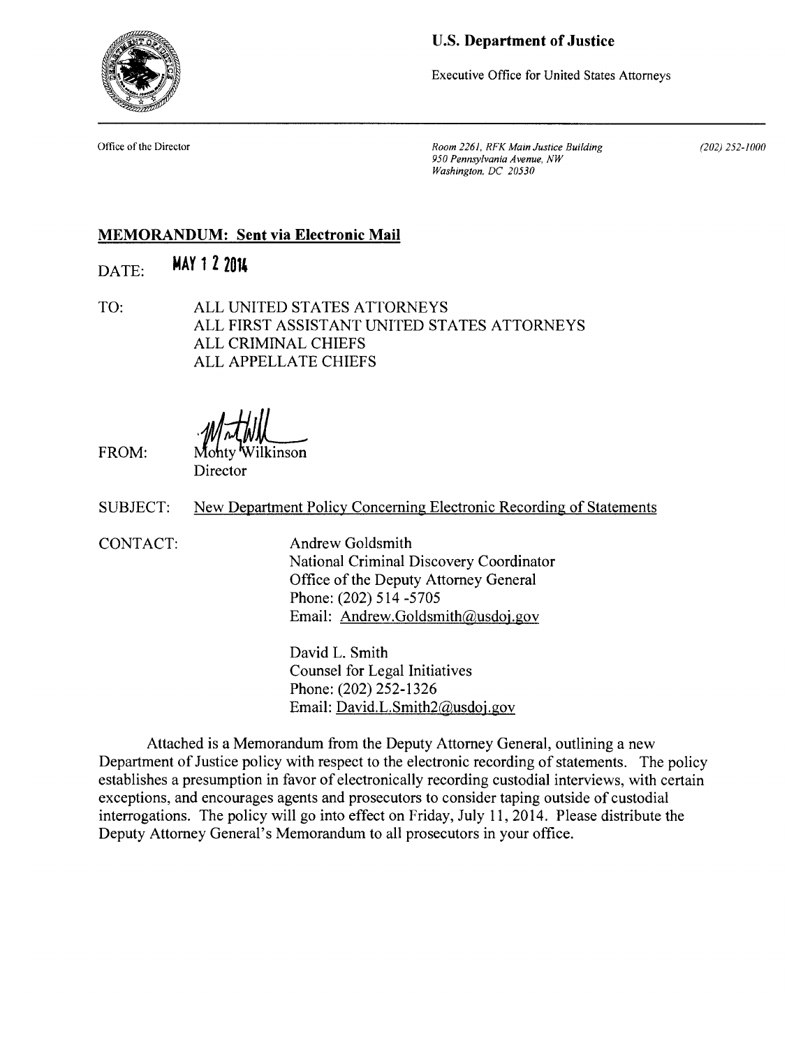**U.S. Department of Justice**

Executive Office for United States Attorneys

Office of the Director

*Room 2261, RFK Main Justice Building*
*950 Pennsylvania Avenue, NW*
*Washington, DC 20530*

*(202) 252-1000*

---

**MEMORANDUM: Sent via Electronic Mail**

DATE: **MAY 1 2 2014**

TO: ALL UNITED STATES ATTORNEYS
ALL FIRST ASSISTANT UNITED STATES ATTORNEYS
ALL CRIMINAL CHIEFS
ALL APPELLATE CHIEFS

FROM: Monty Wilkinson
Director

SUBJECT: New Department Policy Concerning Electronic Recording of Statements

CONTACT: Andrew Goldsmith
National Criminal Discovery Coordinator
Office of the Deputy Attorney General
Phone: (202) 514 -5705
Email: Andrew.Goldsmith@usdoj.gov

David L. Smith
Counsel for Legal Initiatives
Phone: (202) 252-1326
Email: David.L.Smith2@usdoj.gov

Attached is a Memorandum from the Deputy Attorney General, outlining a new Department of Justice policy with respect to the electronic recording of statements. The policy establishes a presumption in favor of electronically recording custodial interviews, with certain exceptions, and encourages agents and prosecutors to consider taping outside of custodial interrogations. The policy will go into effect on Friday, July 11, 2014. Please distribute the Deputy Attorney General's Memorandum to all prosecutors in your office.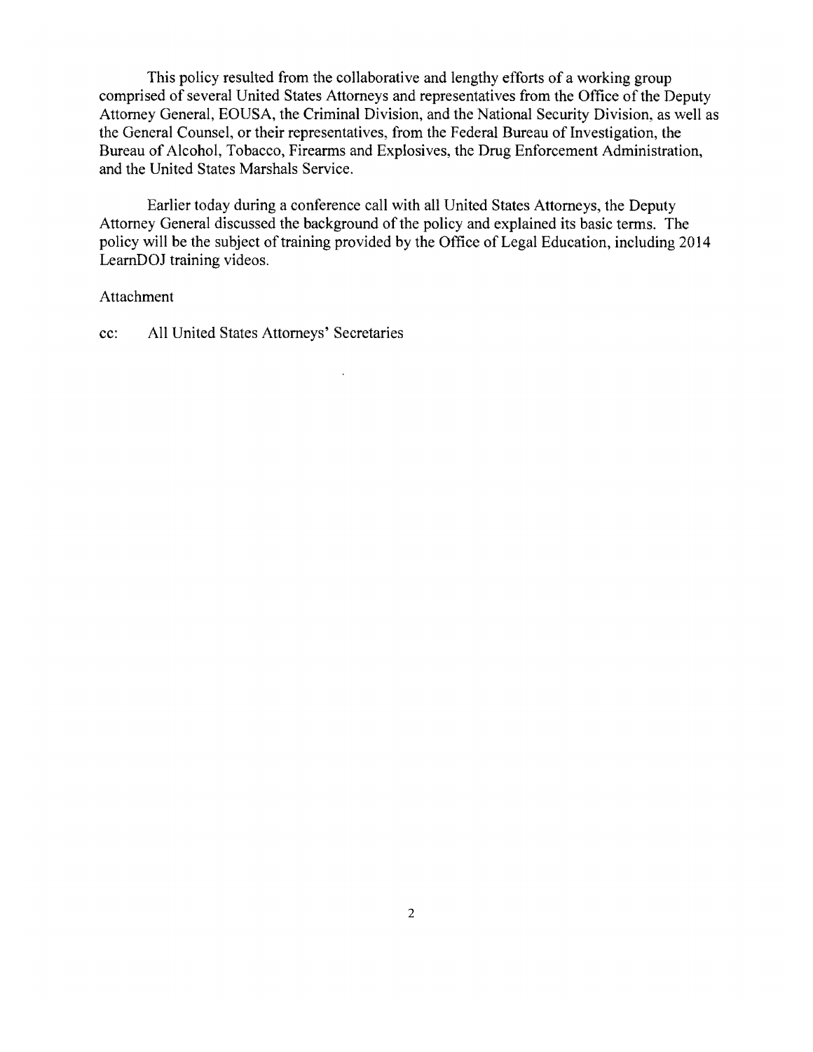This policy resulted from the collaborative and lengthy efforts of a working group comprised of several United States Attorneys and representatives from the Office of the Deputy Attorney General, EOUSA, the Criminal Division, and the National Security Division, as well as the General Counsel, or their representatives, from the Federal Bureau of Investigation, the Bureau of Alcohol, Tobacco, Firearms and Explosives, the Drug Enforcement Administration, and the United States Marshals Service.

Earlier today during a conference call with all United States Attorneys, the Deputy Attorney General discussed the background of the policy and explained its basic terms. The policy will be the subject of training provided by the Office of Legal Education, including 2014 LearnDOJ training videos.

Attachment

cc: All United States Attorneys' Secretaries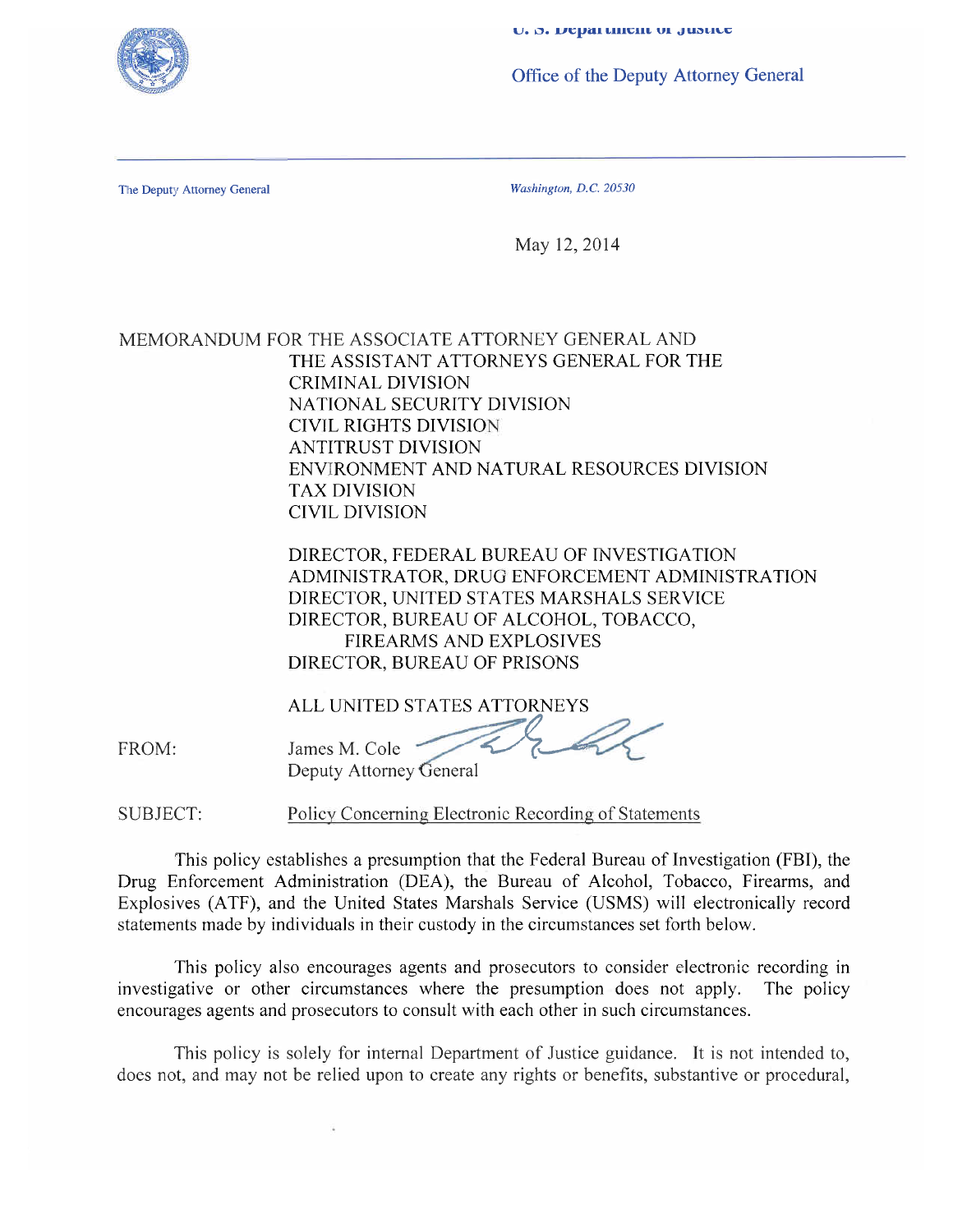U. S. Department of Justice

Office of the Deputy Attorney General

The Deputy Attorney General

*Washington, D.C. 20530*

May 12, 2014

MEMORANDUM FOR THE ASSOCIATE ATTORNEY GENERAL AND
THE ASSISTANT ATTORNEYS GENERAL FOR THE
CRIMINAL DIVISION
NATIONAL SECURITY DIVISION
CIVIL RIGHTS DIVISION
ANTITRUST DIVISION
ENVIRONMENT AND NATURAL RESOURCES DIVISION
TAX DIVISION
CIVIL DIVISION

DIRECTOR, FEDERAL BUREAU OF INVESTIGATION
ADMINISTRATOR, DRUG ENFORCEMENT ADMINISTRATION
DIRECTOR, UNITED STATES MARSHALS SERVICE
DIRECTOR, BUREAU OF ALCOHOL, TOBACCO, FIREARMS AND EXPLOSIVES
DIRECTOR, BUREAU OF PRISONS

ALL UNITED STATES ATTORNEYS

FROM: James M. Cole
Deputy Attorney General

SUBJECT: Policy Concerning Electronic Recording of Statements

This policy establishes a presumption that the Federal Bureau of Investigation (FBI), the Drug Enforcement Administration (DEA), the Bureau of Alcohol, Tobacco, Firearms, and Explosives (ATF), and the United States Marshals Service (USMS) will electronically record statements made by individuals in their custody in the circumstances set forth below.

This policy also encourages agents and prosecutors to consider electronic recording in investigative or other circumstances where the presumption does not apply. The policy encourages agents and prosecutors to consult with each other in such circumstances.

This policy is solely for internal Department of Justice guidance. It is not intended to, does not, and may not be relied upon to create any rights or benefits, substantive or procedural,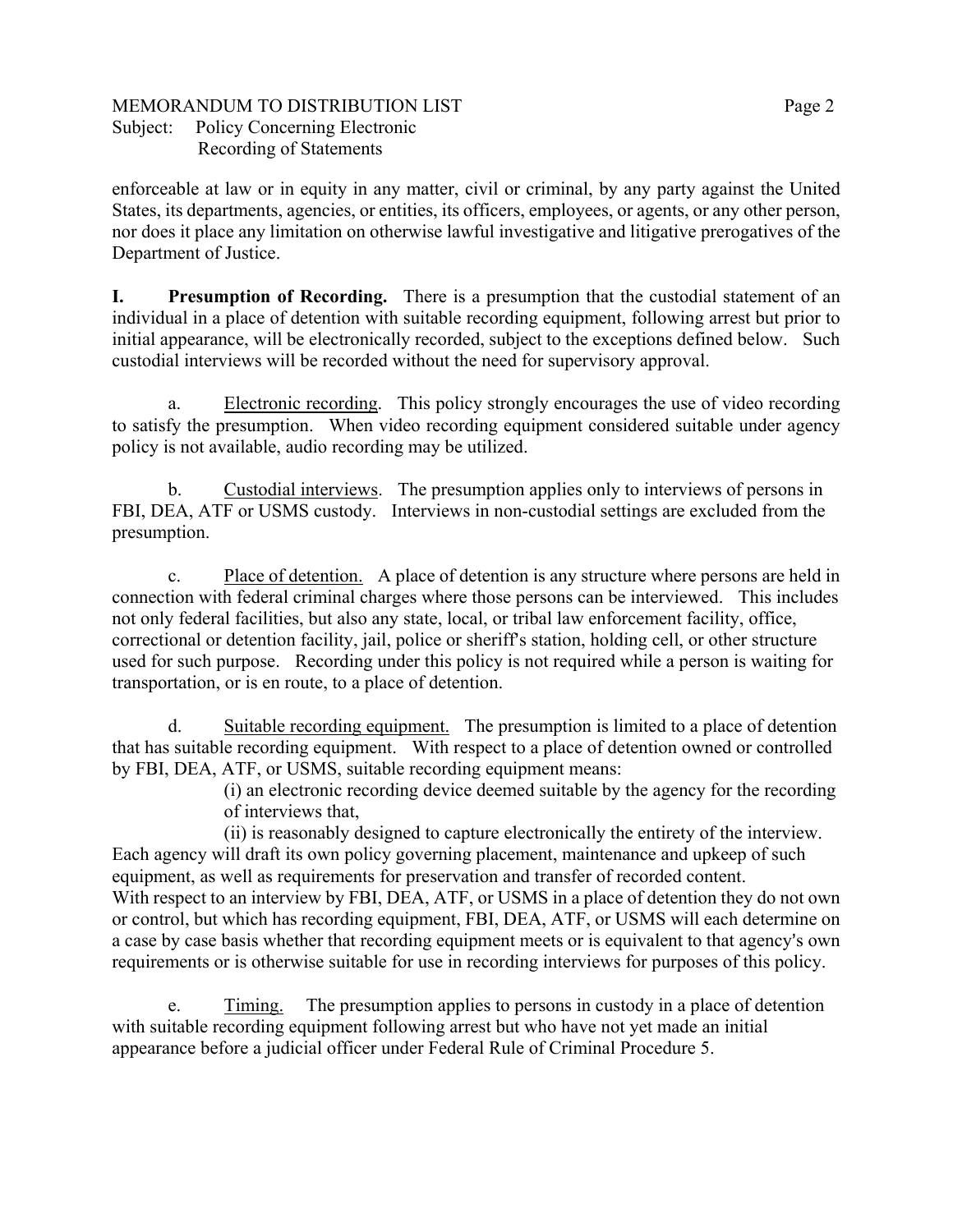enforceable at law or in equity in any matter, civil or criminal, by any party against the United States, its departments, agencies, or entities, its officers, employees, or agents, or any other person, nor does it place any limitation on otherwise lawful investigative and litigative prerogatives of the Department of Justice.

**I. Presumption of Recording.** There is a presumption that the custodial statement of an individual in a place of detention with suitable recording equipment, following arrest but prior to initial appearance, will be electronically recorded, subject to the exceptions defined below. Such custodial interviews will be recorded without the need for supervisory approval.

a. Electronic recording. This policy strongly encourages the use of video recording to satisfy the presumption. When video recording equipment considered suitable under agency policy is not available, audio recording may be utilized.

b. Custodial interviews. The presumption applies only to interviews of persons in FBI, DEA, ATF or USMS custody. Interviews in non-custodial settings are excluded from the presumption.

c. Place of detention. A place of detention is any structure where persons are held in connection with federal criminal charges where those persons can be interviewed. This includes not only federal facilities, but also any state, local, or tribal law enforcement facility, office, correctional or detention facility, jail, police or sheriff's station, holding cell, or other structure used for such purpose. Recording under this policy is not required while a person is waiting for transportation, or is en route, to a place of detention.

d. Suitable recording equipment. The presumption is limited to a place of detention that has suitable recording equipment. With respect to a place of detention owned or controlled by FBI, DEA, ATF, or USMS, suitable recording equipment means:

(i) an electronic recording device deemed suitable by the agency for the recording of interviews that,

(ii) is reasonably designed to capture electronically the entirety of the interview.

Each agency will draft its own policy governing placement, maintenance and upkeep of such equipment, as well as requirements for preservation and transfer of recorded content. With respect to an interview by FBI, DEA, ATF, or USMS in a place of detention they do not own or control, but which has recording equipment, FBI, DEA, ATF, or USMS will each determine on a case by case basis whether that recording equipment meets or is equivalent to that agency's own requirements or is otherwise suitable for use in recording interviews for purposes of this policy.

e. Timing. The presumption applies to persons in custody in a place of detention with suitable recording equipment following arrest but who have not yet made an initial appearance before a judicial officer under Federal Rule of Criminal Procedure 5.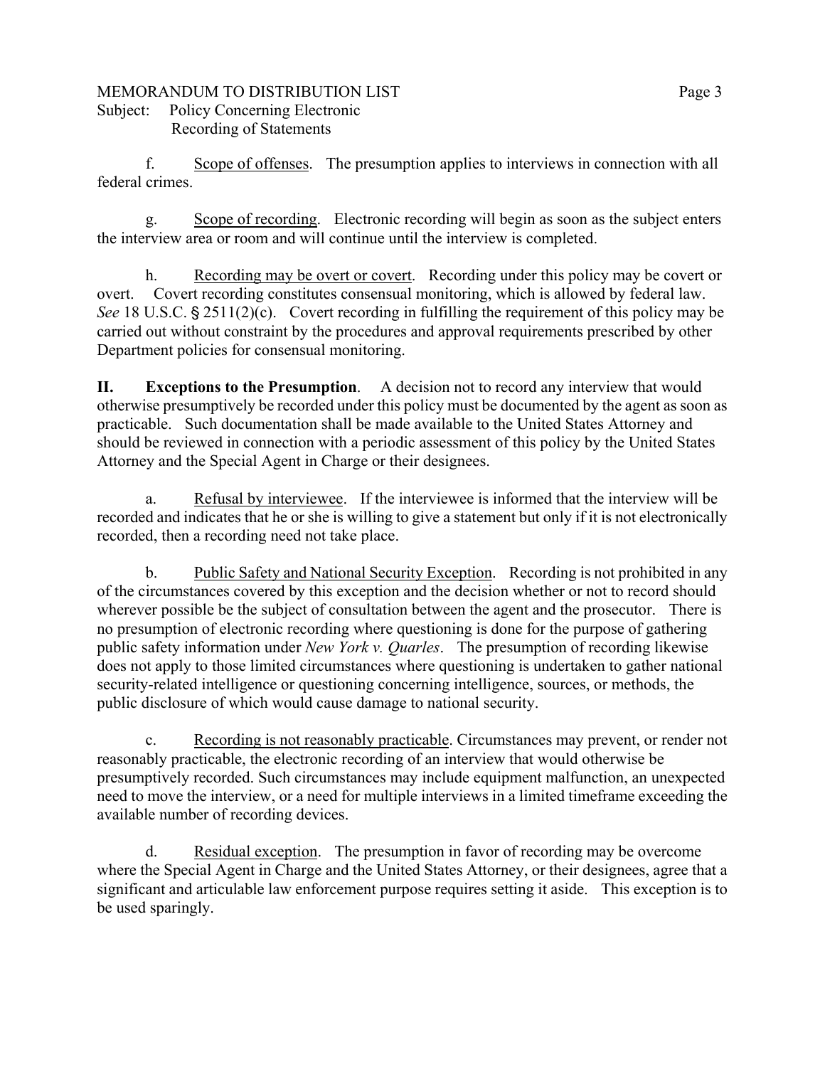f. Scope of offenses. The presumption applies to interviews in connection with all federal crimes.

g. Scope of recording. Electronic recording will begin as soon as the subject enters the interview area or room and will continue until the interview is completed.

h. Recording may be overt or covert. Recording under this policy may be covert or overt. Covert recording constitutes consensual monitoring, which is allowed by federal law. *See* 18 U.S.C. § 2511(2)(c). Covert recording in fulfilling the requirement of this policy may be carried out without constraint by the procedures and approval requirements prescribed by other Department policies for consensual monitoring.

**II. Exceptions to the Presumption**. A decision not to record any interview that would otherwise presumptively be recorded under this policy must be documented by the agent as soon as practicable. Such documentation shall be made available to the United States Attorney and should be reviewed in connection with a periodic assessment of this policy by the United States Attorney and the Special Agent in Charge or their designees.

a. Refusal by interviewee. If the interviewee is informed that the interview will be recorded and indicates that he or she is willing to give a statement but only if it is not electronically recorded, then a recording need not take place.

b. Public Safety and National Security Exception. Recording is not prohibited in any of the circumstances covered by this exception and the decision whether or not to record should wherever possible be the subject of consultation between the agent and the prosecutor. There is no presumption of electronic recording where questioning is done for the purpose of gathering public safety information under *New York v. Quarles*. The presumption of recording likewise does not apply to those limited circumstances where questioning is undertaken to gather national security-related intelligence or questioning concerning intelligence, sources, or methods, the public disclosure of which would cause damage to national security.

c. Recording is not reasonably practicable. Circumstances may prevent, or render not reasonably practicable, the electronic recording of an interview that would otherwise be presumptively recorded. Such circumstances may include equipment malfunction, an unexpected need to move the interview, or a need for multiple interviews in a limited timeframe exceeding the available number of recording devices.

d. Residual exception. The presumption in favor of recording may be overcome where the Special Agent in Charge and the United States Attorney, or their designees, agree that a significant and articulable law enforcement purpose requires setting it aside. This exception is to be used sparingly.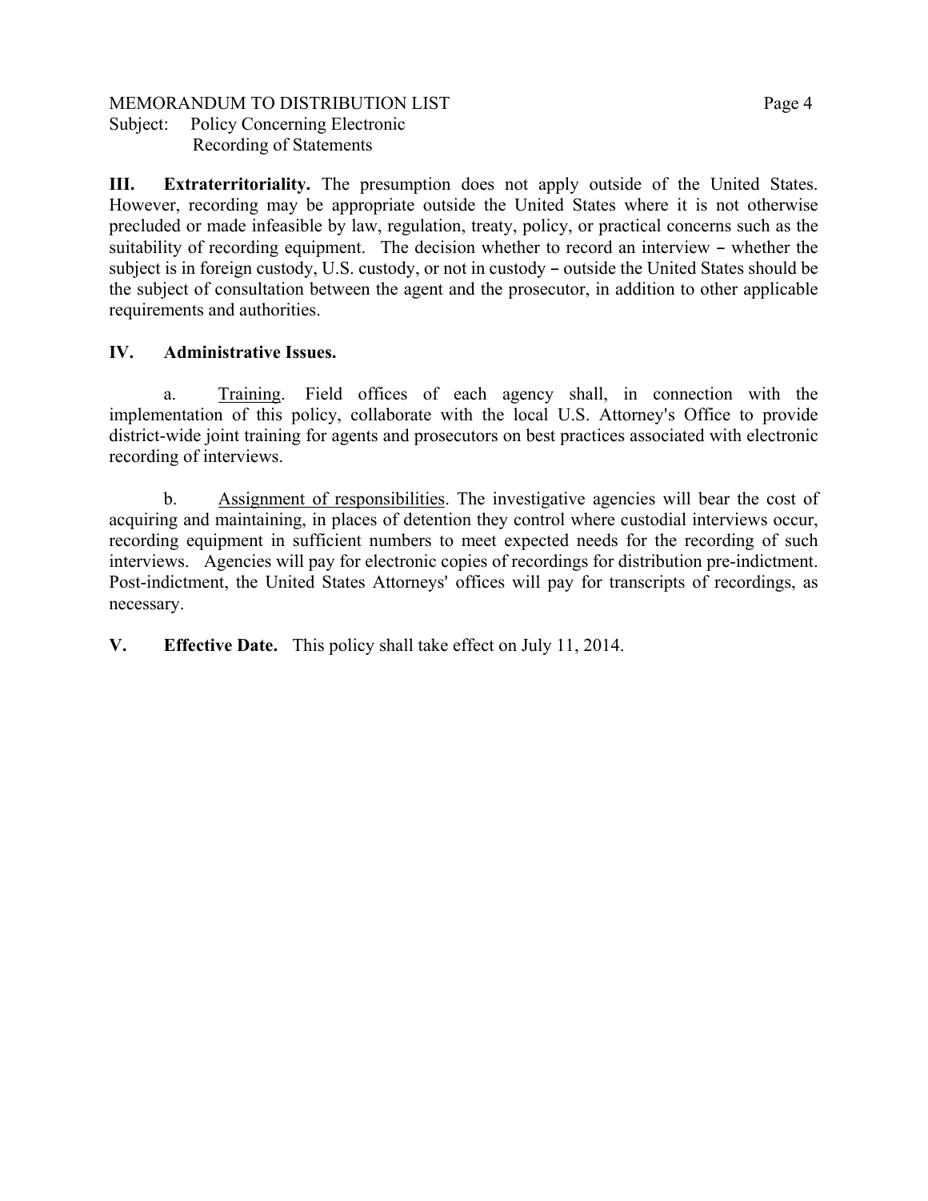**III. Extraterritoriality.** The presumption does not apply outside of the United States. However, recording may be appropriate outside the United States where it is not otherwise precluded or made infeasible by law, regulation, treaty, policy, or practical concerns such as the suitability of recording equipment. The decision whether to record an interview – whether the subject is in foreign custody, U.S. custody, or not in custody – outside the United States should be the subject of consultation between the agent and the prosecutor, in addition to other applicable requirements and authorities.

**IV. Administrative Issues.**

a. Training. Field offices of each agency shall, in connection with the implementation of this policy, collaborate with the local U.S. Attorney's Office to provide district-wide joint training for agents and prosecutors on best practices associated with electronic recording of interviews.

b. Assignment of responsibilities. The investigative agencies will bear the cost of acquiring and maintaining, in places of detention they control where custodial interviews occur, recording equipment in sufficient numbers to meet expected needs for the recording of such interviews. Agencies will pay for electronic copies of recordings for distribution pre-indictment. Post-indictment, the United States Attorneys' offices will pay for transcripts of recordings, as necessary.

**V. Effective Date.** This policy shall take effect on July 11, 2014.